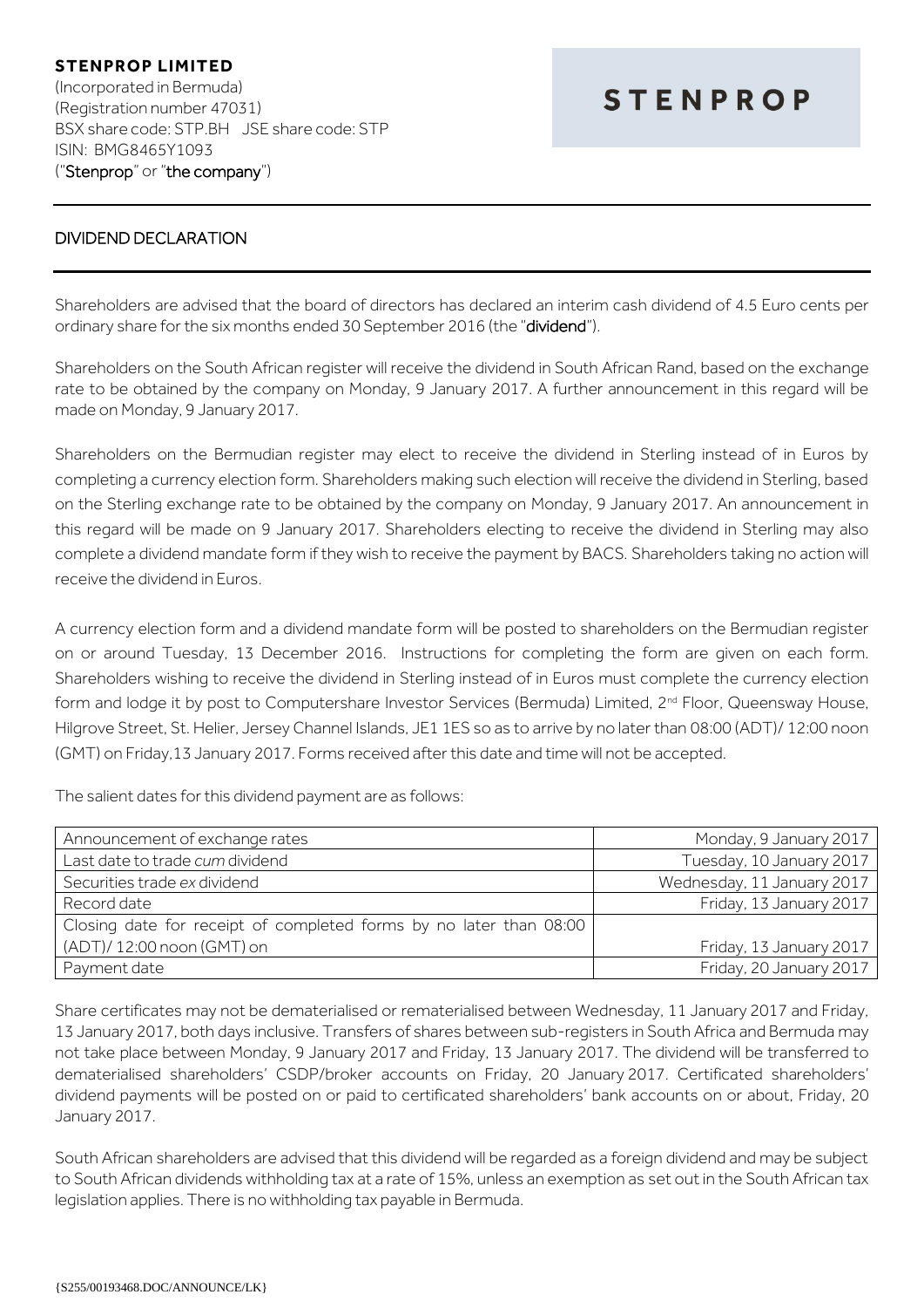**STENPROP LIMITED**
(Incorporated in Bermuda)
(Registration number 47031)
BSX share code: STP.BH JSE share code: STP
ISIN: BMG8465Y1093
("**Stenprop**" or "**the company**")

STENPROP

## DIVIDEND DECLARATION

Shareholders are advised that the board of directors has declared an interim cash dividend of 4.5 Euro cents per ordinary share for the six months ended 30 September 2016 (the "**dividend**").

Shareholders on the South African register will receive the dividend in South African Rand, based on the exchange rate to be obtained by the company on Monday, 9 January 2017. A further announcement in this regard will be made on Monday, 9 January 2017.

Shareholders on the Bermudian register may elect to receive the dividend in Sterling instead of in Euros by completing a currency election form. Shareholders making such election will receive the dividend in Sterling, based on the Sterling exchange rate to be obtained by the company on Monday, 9 January 2017. An announcement in this regard will be made on 9 January 2017. Shareholders electing to receive the dividend in Sterling may also complete a dividend mandate form if they wish to receive the payment by BACS. Shareholders taking no action will receive the dividend in Euros.

A currency election form and a dividend mandate form will be posted to shareholders on the Bermudian register on or around Tuesday, 13 December 2016. Instructions for completing the form are given on each form. Shareholders wishing to receive the dividend in Sterling instead of in Euros must complete the currency election form and lodge it by post to Computershare Investor Services (Bermuda) Limited, 2nd Floor, Queensway House, Hilgrove Street, St. Helier, Jersey Channel Islands, JE1 1ES so as to arrive by no later than 08:00 (ADT)/ 12:00 noon (GMT) on Friday,13 January 2017. Forms received after this date and time will not be accepted.

The salient dates for this dividend payment are as follows:

| | |
|---|---:|
| Announcement of exchange rates | Monday, 9 January 2017 |
| Last date to trade *cum* dividend | Tuesday, 10 January 2017 |
| Securities trade *ex* dividend | Wednesday, 11 January 2017 |
| Record date | Friday, 13 January 2017 |
| Closing date for receipt of completed forms by no later than 08:00 (ADT)/ 12:00 noon (GMT) on | Friday, 13 January 2017 |
| Payment date | Friday, 20 January 2017 |

Share certificates may not be dematerialised or rematerialised between Wednesday, 11 January 2017 and Friday, 13 January 2017, both days inclusive. Transfers of shares between sub-registers in South Africa and Bermuda may not take place between Monday, 9 January 2017 and Friday, 13 January 2017. The dividend will be transferred to dematerialised shareholders' CSDP/broker accounts on Friday, 20 January 2017. Certificated shareholders' dividend payments will be posted on or paid to certificated shareholders' bank accounts on or about, Friday, 20 January 2017.

South African shareholders are advised that this dividend will be regarded as a foreign dividend and may be subject to South African dividends withholding tax at a rate of 15%, unless an exemption as set out in the South African tax legislation applies. There is no withholding tax payable in Bermuda.

{S255/00193468.DOC/ANNOUNCE/LK}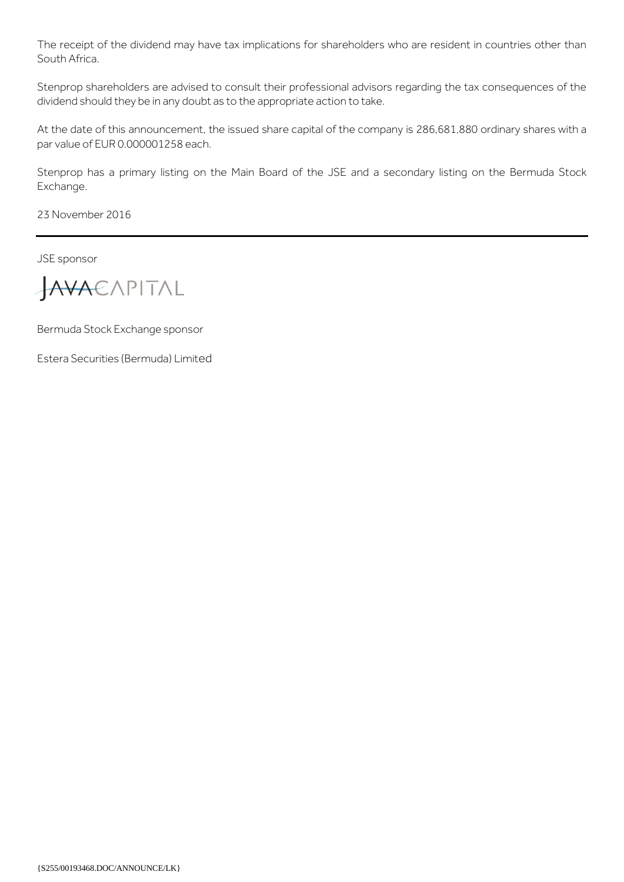The receipt of the dividend may have tax implications for shareholders who are resident in countries other than South Africa.

Stenprop shareholders are advised to consult their professional advisors regarding the tax consequences of the dividend should they be in any doubt as to the appropriate action to take.

At the date of this announcement, the issued share capital of the company is 286,681,880 ordinary shares with a par value of EUR 0.000001258 each.

Stenprop has a primary listing on the Main Board of the JSE and a secondary listing on the Bermuda Stock Exchange.

23 November 2016

---

JSE sponsor

JAVACAPITAL

Bermuda Stock Exchange sponsor

Estera Securities (Bermuda) Limited

{S255/00193468.DOC/ANNOUNCE/LK}